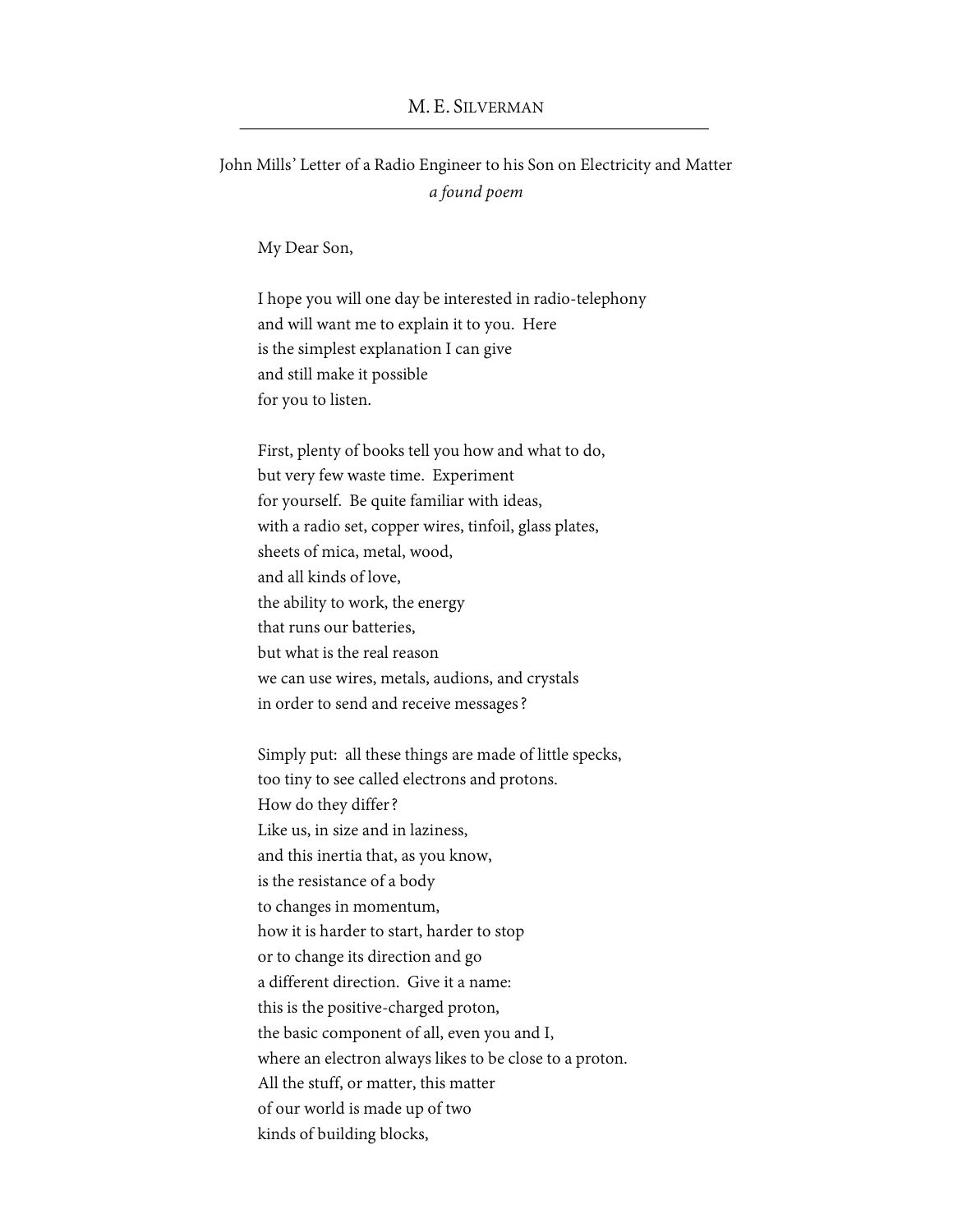M. E. SILVERMAN

## John Mills' Letter of a Radio Engineer to his Son on Electricity and Matter

*a found poem*

My Dear Son,

I hope you will one day be interested in radio-telephony  
and will want me to explain it to you. Here  
is the simplest explanation I can give  
and still make it possible  
for you to listen.

First, plenty of books tell you how and what to do,  
but very few waste time. Experiment  
for yourself. Be quite familiar with ideas,  
with a radio set, copper wires, tinfoil, glass plates,  
sheets of mica, metal, wood,  
and all kinds of love,  
the ability to work, the energy  
that runs our batteries,  
but what is the real reason  
we can use wires, metals, audions, and crystals  
in order to send and receive messages?

Simply put: all these things are made of little specks,  
too tiny to see called electrons and protons.  
How do they differ?  
Like us, in size and in laziness,  
and this inertia that, as you know,  
is the resistance of a body  
to changes in momentum,  
how it is harder to start, harder to stop  
or to change its direction and go  
a different direction. Give it a name:  
this is the positive-charged proton,  
the basic component of all, even you and I,  
where an electron always likes to be close to a proton.  
All the stuff, or matter, this matter  
of our world is made up of two  
kinds of building blocks,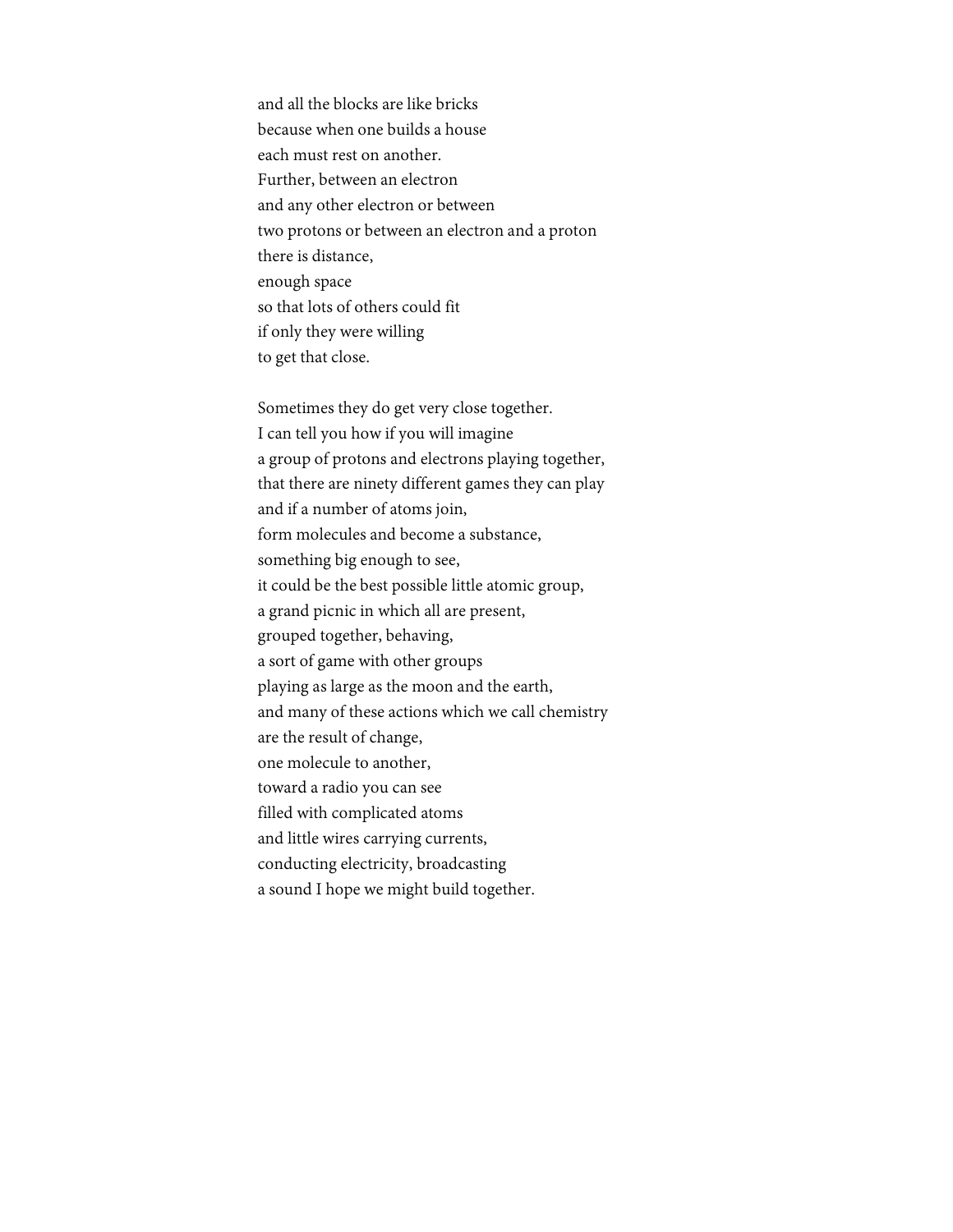and all the blocks are like bricks  
because when one builds a house  
each must rest on another.  
Further, between an electron  
and any other electron or between  
two protons or between an electron and a proton  
there is distance,  
enough space  
so that lots of others could fit  
if only they were willing  
to get that close.

Sometimes they do get very close together.  
I can tell you how if you will imagine  
a group of protons and electrons playing together,  
that there are ninety different games they can play  
and if a number of atoms join,  
form molecules and become a substance,  
something big enough to see,  
it could be the best possible little atomic group,  
a grand picnic in which all are present,  
grouped together, behaving,  
a sort of game with other groups  
playing as large as the moon and the earth,  
and many of these actions which we call chemistry  
are the result of change,  
one molecule to another,  
toward a radio you can see  
filled with complicated atoms  
and little wires carrying currents,  
conducting electricity, broadcasting  
a sound I hope we might build together.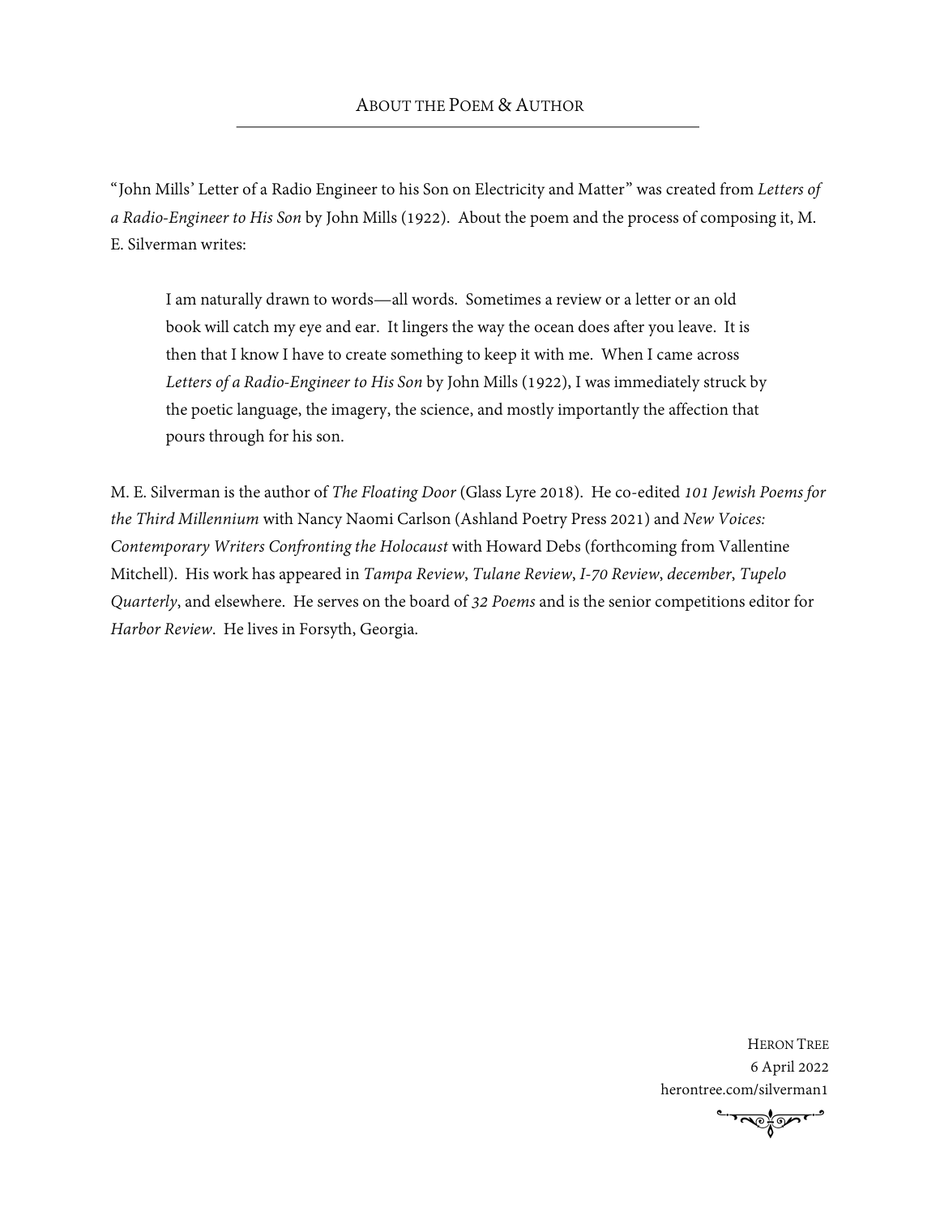## About the Poem & Author

"John Mills' Letter of a Radio Engineer to his Son on Electricity and Matter" was created from *Letters of a Radio-Engineer to His Son* by John Mills (1922). About the poem and the process of composing it, M. E. Silverman writes:

> I am naturally drawn to words—all words. Sometimes a review or a letter or an old book will catch my eye and ear. It lingers the way the ocean does after you leave. It is then that I know I have to create something to keep it with me. When I came across *Letters of a Radio-Engineer to His Son* by John Mills (1922), I was immediately struck by the poetic language, the imagery, the science, and mostly importantly the affection that pours through for his son.

M. E. Silverman is the author of *The Floating Door* (Glass Lyre 2018). He co-edited *101 Jewish Poems for the Third Millennium* with Nancy Naomi Carlson (Ashland Poetry Press 2021) and *New Voices: Contemporary Writers Confronting the Holocaust* with Howard Debs (forthcoming from Vallentine Mitchell). His work has appeared in *Tampa Review*, *Tulane Review*, *I-70 Review*, *december*, *Tupelo Quarterly*, and elsewhere. He serves on the board of *32 Poems* and is the senior competitions editor for *Harbor Review*. He lives in Forsyth, Georgia.

Heron Tree
6 April 2022
herontree.com/silverman1